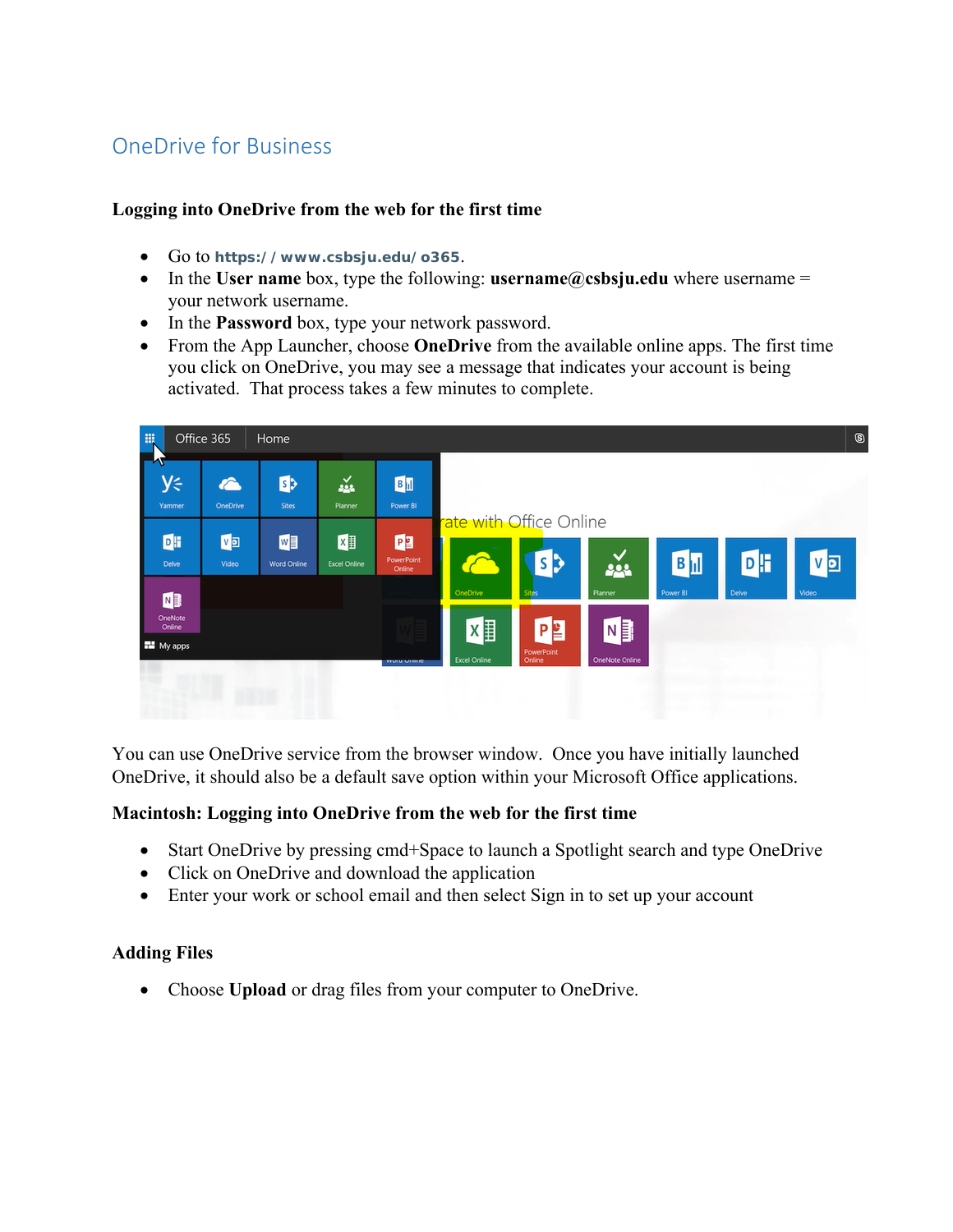# OneDrive for Business

**Logging into OneDrive from the web for the first time**

- Go to **https://www.csbsju.edu/o365**.
- In the **User name** box, type the following: **username@csbsju.edu** where username = your network username.
- In the **Password** box, type your network password.
- From the App Launcher, choose **OneDrive** from the available online apps. The first time you click on OneDrive, you may see a message that indicates your account is being activated. That process takes a few minutes to complete.

You can use OneDrive service from the browser window. Once you have initially launched OneDrive, it should also be a default save option within your Microsoft Office applications.

**Macintosh: Logging into OneDrive from the web for the first time**

- Start OneDrive by pressing cmd+Space to launch a Spotlight search and type OneDrive
- Click on OneDrive and download the application
- Enter your work or school email and then select Sign in to set up your account

**Adding Files**

- Choose **Upload** or drag files from your computer to OneDrive.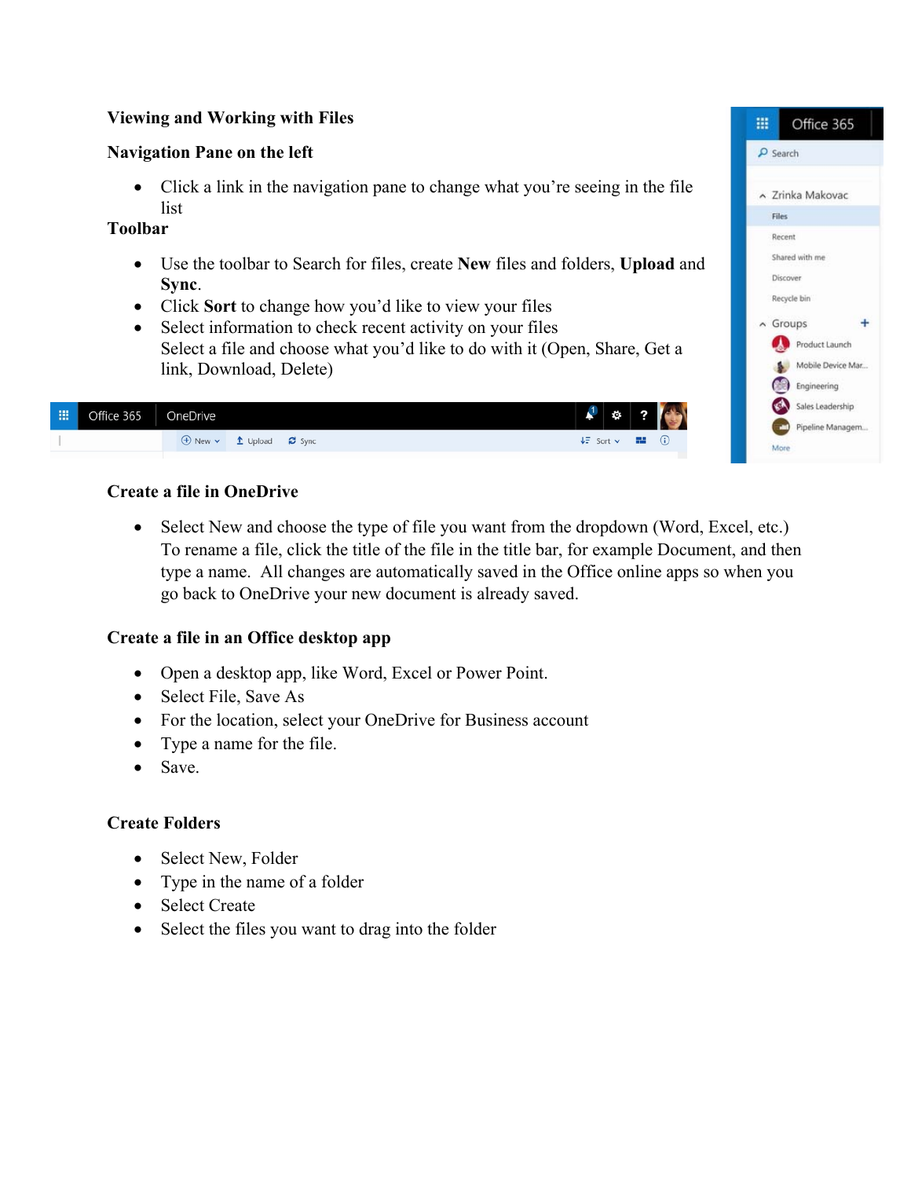**Viewing and Working with Files**

**Navigation Pane on the left**

- Click a link in the navigation pane to change what you're seeing in the file list

**Toolbar**

- Use the toolbar to Search for files, create **New** files and folders, **Upload** and **Sync**.
- Click **Sort** to change how you'd like to view your files
- Select information to check recent activity on your files
  Select a file and choose what you'd like to do with it (Open, Share, Get a link, Download, Delete)

**Create a file in OneDrive**

- Select New and choose the type of file you want from the dropdown (Word, Excel, etc.) To rename a file, click the title of the file in the title bar, for example Document, and then type a name. All changes are automatically saved in the Office online apps so when you go back to OneDrive your new document is already saved.

**Create a file in an Office desktop app**

- Open a desktop app, like Word, Excel or Power Point.
- Select File, Save As
- For the location, select your OneDrive for Business account
- Type a name for the file.
- Save.

**Create Folders**

- Select New, Folder
- Type in the name of a folder
- Select Create
- Select the files you want to drag into the folder